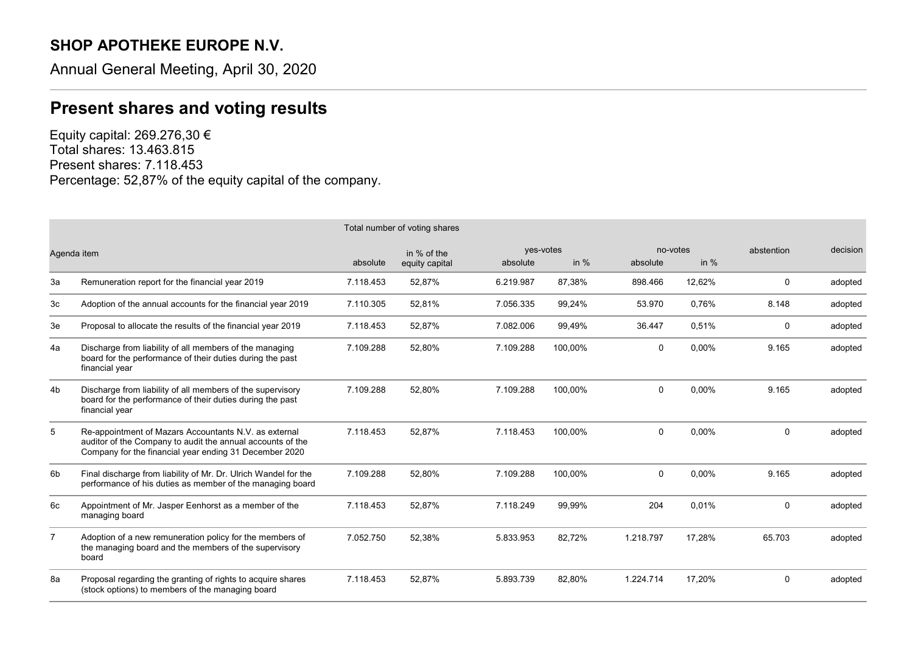**SHOP APOTHEKE EUROPE N.V.**

Annual General Meeting, April 30, 2020

## Present shares and voting results

Equity capital: 269.276,30 €
Total shares: 13.463.815
Present shares: 7.118.453
Percentage: 52,87% of the equity capital of the company.

| Agenda item | | Total number of voting shares | | yes-votes | | no-votes | | abstention | decision |
|---|---|---|---|---|---|---|---|---|---|
| | | absolute | in % of the equity capital | absolute | in % | absolute | in % | | |
| 3a | Remuneration report for the financial year 2019 | 7.118.453 | 52,87% | 6.219.987 | 87,38% | 898.466 | 12,62% | 0 | adopted |
| 3c | Adoption of the annual accounts for the financial year 2019 | 7.110.305 | 52,81% | 7.056.335 | 99,24% | 53.970 | 0,76% | 8.148 | adopted |
| 3e | Proposal to allocate the results of the financial year 2019 | 7.118.453 | 52,87% | 7.082.006 | 99,49% | 36.447 | 0,51% | 0 | adopted |
| 4a | Discharge from liability of all members of the managing board for the performance of their duties during the past financial year | 7.109.288 | 52,80% | 7.109.288 | 100,00% | 0 | 0,00% | 9.165 | adopted |
| 4b | Discharge from liability of all members of the supervisory board for the performance of their duties during the past financial year | 7.109.288 | 52,80% | 7.109.288 | 100,00% | 0 | 0,00% | 9.165 | adopted |
| 5 | Re-appointment of Mazars Accountants N.V. as external auditor of the Company to audit the annual accounts of the Company for the financial year ending 31 December 2020 | 7.118.453 | 52,87% | 7.118.453 | 100,00% | 0 | 0,00% | 0 | adopted |
| 6b | Final discharge from liability of Mr. Dr. Ulrich Wandel for the performance of his duties as member of the managing board | 7.109.288 | 52,80% | 7.109.288 | 100,00% | 0 | 0,00% | 9.165 | adopted |
| 6c | Appointment of Mr. Jasper Eenhorst as a member of the managing board | 7.118.453 | 52,87% | 7.118.249 | 99,99% | 204 | 0,01% | 0 | adopted |
| 7 | Adoption of a new remuneration policy for the members of the managing board and the members of the supervisory board | 7.052.750 | 52,38% | 5.833.953 | 82,72% | 1.218.797 | 17,28% | 65.703 | adopted |
| 8a | Proposal regarding the granting of rights to acquire shares (stock options) to members of the managing board | 7.118.453 | 52,87% | 5.893.739 | 82,80% | 1.224.714 | 17,20% | 0 | adopted |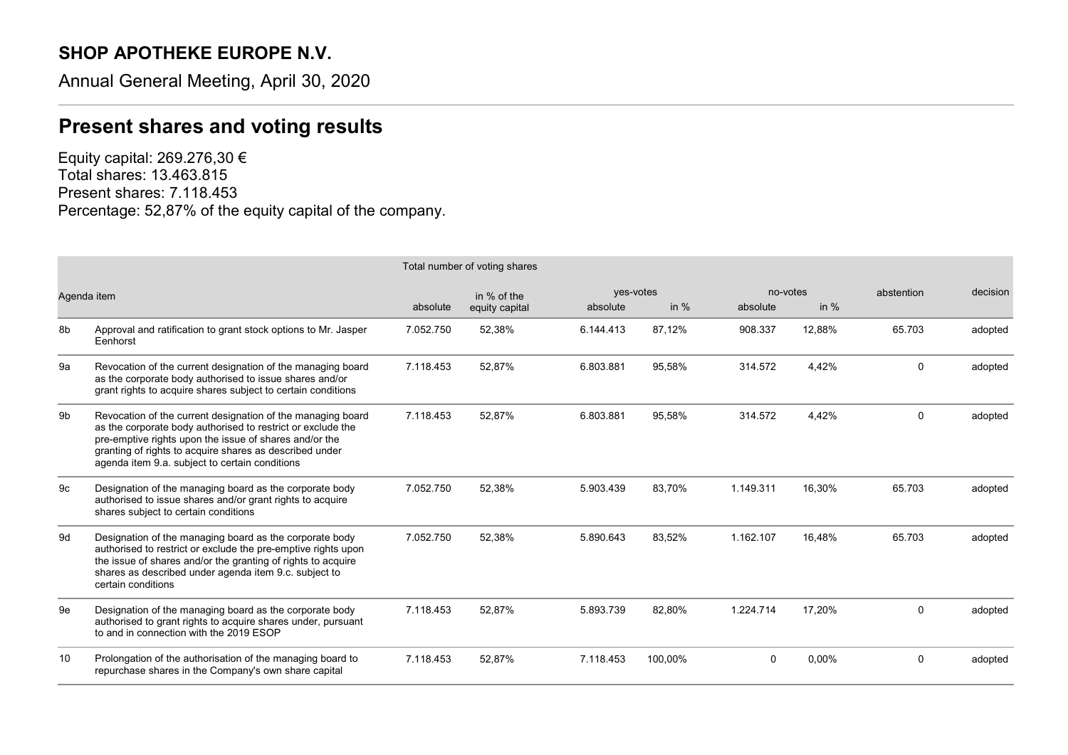**SHOP APOTHEKE EUROPE N.V.**

Annual General Meeting, April 30, 2020

## Present shares and voting results

Equity capital: 269.276,30 €
Total shares: 13.463.815
Present shares: 7.118.453
Percentage: 52,87% of the equity capital of the company.

| Agenda item | | Total number of voting shares | | yes-votes | | no-votes | | abstention | decision |
|---|---|---|---|---|---|---|---|---|---|
| | | absolute | in % of the equity capital | absolute | in % | absolute | in % | | |
| 8b | Approval and ratification to grant stock options to Mr. Jasper Eenhorst | 7.052.750 | 52,38% | 6.144.413 | 87,12% | 908.337 | 12,88% | 65.703 | adopted |
| 9a | Revocation of the current designation of the managing board as the corporate body authorised to issue shares and/or grant rights to acquire shares subject to certain conditions | 7.118.453 | 52,87% | 6.803.881 | 95,58% | 314.572 | 4,42% | 0 | adopted |
| 9b | Revocation of the current designation of the managing board as the corporate body authorised to restrict or exclude the pre-emptive rights upon the issue of shares and/or the granting of rights to acquire shares as described under agenda item 9.a. subject to certain conditions | 7.118.453 | 52,87% | 6.803.881 | 95,58% | 314.572 | 4,42% | 0 | adopted |
| 9c | Designation of the managing board as the corporate body authorised to issue shares and/or grant rights to acquire shares subject to certain conditions | 7.052.750 | 52,38% | 5.903.439 | 83,70% | 1.149.311 | 16,30% | 65.703 | adopted |
| 9d | Designation of the managing board as the corporate body authorised to restrict or exclude the pre-emptive rights upon the issue of shares and/or the granting of rights to acquire shares as described under agenda item 9.c. subject to certain conditions | 7.052.750 | 52,38% | 5.890.643 | 83,52% | 1.162.107 | 16,48% | 65.703 | adopted |
| 9e | Designation of the managing board as the corporate body authorised to grant rights to acquire shares under, pursuant to and in connection with the 2019 ESOP | 7.118.453 | 52,87% | 5.893.739 | 82,80% | 1.224.714 | 17,20% | 0 | adopted |
| 10 | Prolongation of the authorisation of the managing board to repurchase shares in the Company's own share capital | 7.118.453 | 52,87% | 7.118.453 | 100,00% | 0 | 0,00% | 0 | adopted |